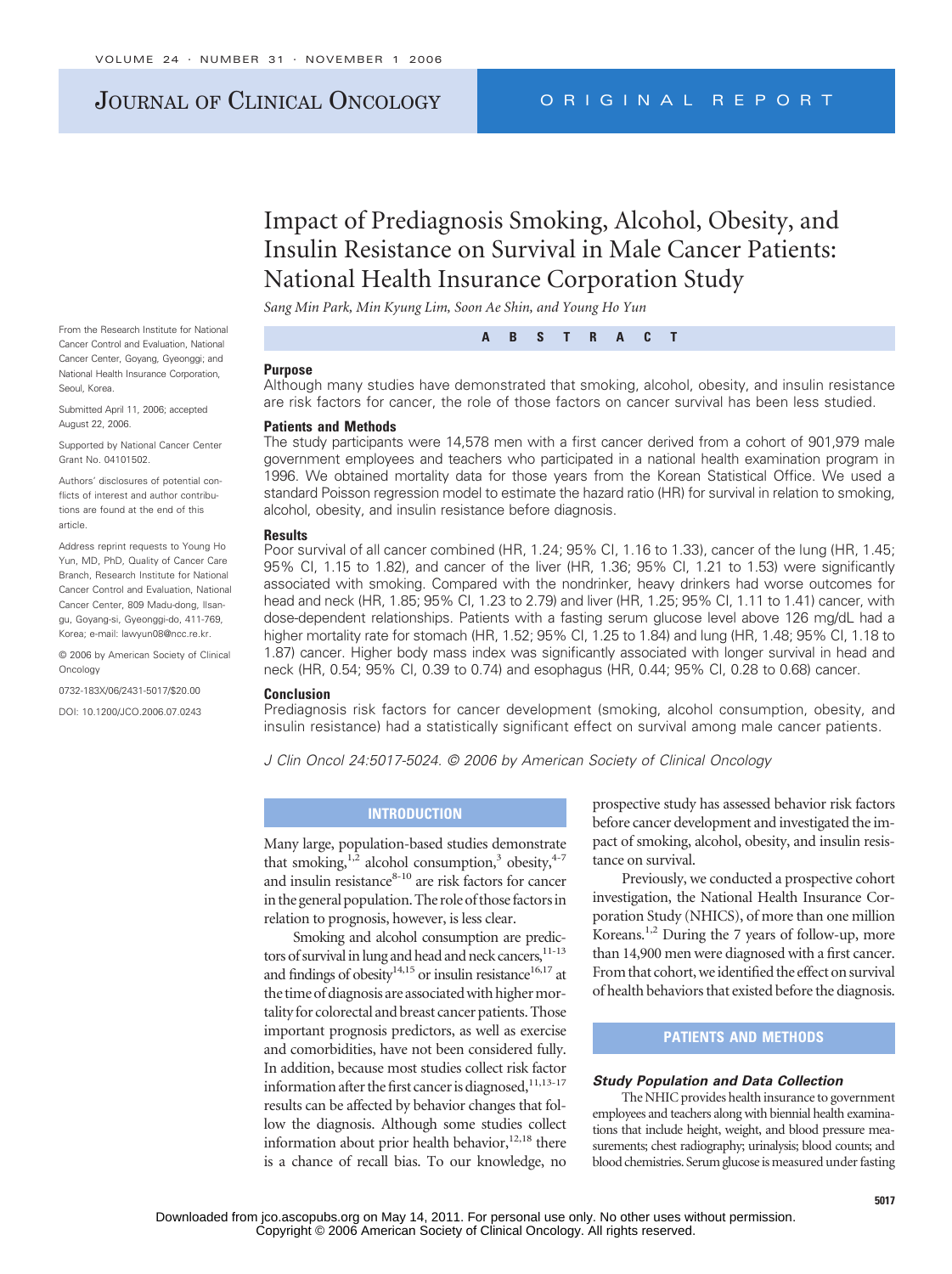# Impact of Prediagnosis Smoking, Alcohol, Obesity, and Insulin Resistance on Survival in Male Cancer Patients: National Health Insurance Corporation Study

*Sang Min Park, Min Kyung Lim, Soon Ae Shin, and Young Ho Yun*

From the Research Institute for National Cancer Control and Evaluation, National Cancer Center, Goyang, Gyeonggi; and National Health Insurance Corporation, Seoul, Korea.

Submitted April 11, 2006; accepted August 22, 2006.

Supported by National Cancer Center Grant No. 04101502.

Authors' disclosures of potential conflicts of interest and author contributions are found at the end of this article.

Address reprint requests to Young Ho Yun, MD, PhD, Quality of Cancer Care Branch, Research Institute for National Cancer Control and Evaluation, National Cancer Center, 809 Madu-dong, Ilsan-gu, Goyang-si, Gyeonggi-do, 411-769, Korea; e-mail: lawyun08@ncc.re.kr.

© 2006 by American Society of Clinical Oncology

0732-183X/06/2431-5017/$20.00

DOI: 10.1200/JCO.2006.07.0243

## ABSTRACT

### Purpose

Although many studies have demonstrated that smoking, alcohol, obesity, and insulin resistance are risk factors for cancer, the role of those factors on cancer survival has been less studied.

### Patients and Methods

The study participants were 14,578 men with a first cancer derived from a cohort of 901,979 male government employees and teachers who participated in a national health examination program in 1996. We obtained mortality data for those years from the Korean Statistical Office. We used a standard Poisson regression model to estimate the hazard ratio (HR) for survival in relation to smoking, alcohol, obesity, and insulin resistance before diagnosis.

### Results

Poor survival of all cancer combined (HR, 1.24; 95% CI, 1.16 to 1.33), cancer of the lung (HR, 1.45; 95% CI, 1.15 to 1.82), and cancer of the liver (HR, 1.36; 95% CI, 1.21 to 1.53) were significantly associated with smoking. Compared with the nondrinker, heavy drinkers had worse outcomes for head and neck (HR, 1.85; 95% CI, 1.23 to 2.79) and liver (HR, 1.25; 95% CI, 1.11 to 1.41) cancer, with dose-dependent relationships. Patients with a fasting serum glucose level above 126 mg/dL had a higher mortality rate for stomach (HR, 1.52; 95% CI, 1.25 to 1.84) and lung (HR, 1.48; 95% CI, 1.18 to 1.87) cancer. Higher body mass index was significantly associated with longer survival in head and neck (HR, 0.54; 95% CI, 0.39 to 0.74) and esophagus (HR, 0.44; 95% CI, 0.28 to 0.68) cancer.

### Conclusion

Prediagnosis risk factors for cancer development (smoking, alcohol consumption, obesity, and insulin resistance) had a statistically significant effect on survival among male cancer patients.

*J Clin Oncol 24:5017-5024. © 2006 by American Society of Clinical Oncology*

## INTRODUCTION

Many large, population-based studies demonstrate that smoking,[1,2] alcohol consumption,[3] obesity,[4-7] and insulin resistance[8-10] are risk factors for cancer in the general population. The role of those factors in relation to prognosis, however, is less clear.

Smoking and alcohol consumption are predictors of survival in lung and head and neck cancers,[11-13] and findings of obesity[14,15] or insulin resistance[16,17] at the time of diagnosis are associated with higher mortality for colorectal and breast cancer patients. Those important prognosis predictors, as well as exercise and comorbidities, have not been considered fully. In addition, because most studies collect risk factor information after the first cancer is diagnosed,[11,13-17] results can be affected by behavior changes that follow the diagnosis. Although some studies collect information about prior health behavior,[12,18] there is a chance of recall bias. To our knowledge, no prospective study has assessed behavior risk factors before cancer development and investigated the impact of smoking, alcohol, obesity, and insulin resistance on survival.

Previously, we conducted a prospective cohort investigation, the National Health Insurance Corporation Study (NHICS), of more than one million Koreans.[1,2] During the 7 years of follow-up, more than 14,900 men were diagnosed with a first cancer. From that cohort, we identified the effect on survival of health behaviors that existed before the diagnosis.

## PATIENTS AND METHODS

### *Study Population and Data Collection*

The NHIC provides health insurance to government employees and teachers along with biennial health examinations that include height, weight, and blood pressure measurements; chest radiography; urinalysis; blood counts; and blood chemistries. Serum glucose is measured under fasting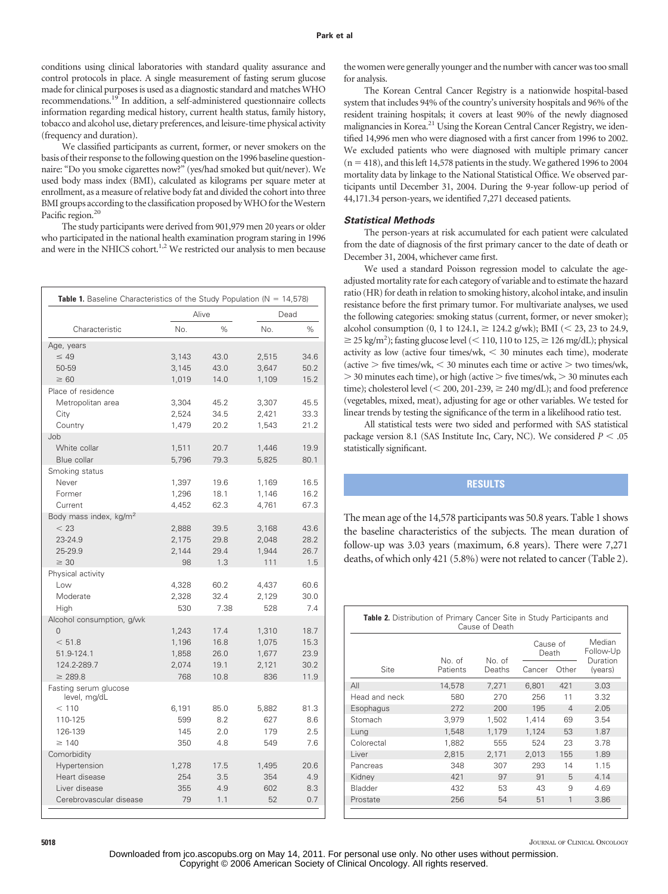conditions using clinical laboratories with standard quality assurance and control protocols in place. A single measurement of fasting serum glucose made for clinical purposes is used as a diagnostic standard and matches WHO recommendations.[19] In addition, a self-administered questionnaire collects information regarding medical history, current health status, family history, tobacco and alcohol use, dietary preferences, and leisure-time physical activity (frequency and duration).

We classified participants as current, former, or never smokers on the basis of their response to the following question on the 1996 baseline questionnaire: "Do you smoke cigarettes now?" (yes/had smoked but quit/never). We used body mass index (BMI), calculated as kilograms per square meter at enrollment, as a measure of relative body fat and divided the cohort into three BMI groups according to the classification proposed by WHO for the Western Pacific region.[20]

The study participants were derived from 901,979 men 20 years or older who participated in the national health examination program staring in 1996 and were in the NHICS cohort.[1,2] We restricted our analysis to men because the women were generally younger and the number with cancer was too small for analysis.

The Korean Central Cancer Registry is a nationwide hospital-based system that includes 94% of the country's university hospitals and 96% of the resident training hospitals; it covers at least 90% of the newly diagnosed malignancies in Korea.[21] Using the Korean Central Cancer Registry, we identified 14,996 men who were diagnosed with a first cancer from 1996 to 2002. We excluded patients who were diagnosed with multiple primary cancer (n = 418), and this left 14,578 patients in the study. We gathered 1996 to 2004 mortality data by linkage to the National Statistical Office. We observed participants until December 31, 2004. During the 9-year follow-up period of 44,171.34 person-years, we identified 7,271 deceased patients.

**Table 1.** Baseline Characteristics of the Study Population (N = 14,578)

| Characteristic | Alive No. | Alive % | Dead No. | Dead % |
|---|---|---|---|---|
| Age, years | | | | |
| ≤ 49 | 3,143 | 43.0 | 2,515 | 34.6 |
| 50-59 | 3,145 | 43.0 | 3,647 | 50.2 |
| ≥ 60 | 1,019 | 14.0 | 1,109 | 15.2 |
| Place of residence | | | | |
| Metropolitan area | 3,304 | 45.2 | 3,307 | 45.5 |
| City | 2,524 | 34.5 | 2,421 | 33.3 |
| Country | 1,479 | 20.2 | 1,543 | 21.2 |
| Job | | | | |
| White collar | 1,511 | 20.7 | 1,446 | 19.9 |
| Blue collar | 5,796 | 79.3 | 5,825 | 80.1 |
| Smoking status | | | | |
| Never | 1,397 | 19.6 | 1,169 | 16.5 |
| Former | 1,296 | 18.1 | 1,146 | 16.2 |
| Current | 4,452 | 62.3 | 4,761 | 67.3 |
| Body mass index, kg/m² | | | | |
| < 23 | 2,888 | 39.5 | 3,168 | 43.6 |
| 23-24.9 | 2,175 | 29.8 | 2,048 | 28.2 |
| 25-29.9 | 2,144 | 29.4 | 1,944 | 26.7 |
| ≥ 30 | 98 | 1.3 | 111 | 1.5 |
| Physical activity | | | | |
| Low | 4,328 | 60.2 | 4,437 | 60.6 |
| Moderate | 2,328 | 32.4 | 2,129 | 30.0 |
| High | 530 | 7.38 | 528 | 7.4 |
| Alcohol consumption, g/wk | | | | |
| 0 | 1,243 | 17.4 | 1,310 | 18.7 |
| < 51.8 | 1,196 | 16.8 | 1,075 | 15.3 |
| 51.9-124.1 | 1,858 | 26.0 | 1,677 | 23.9 |
| 124.2-289.7 | 2,074 | 19.1 | 2,121 | 30.2 |
| ≥ 289.8 | 768 | 10.8 | 836 | 11.9 |
| Fasting serum glucose level, mg/dL | | | | |
| < 110 | 6,191 | 85.0 | 5,882 | 81.3 |
| 110-125 | 599 | 8.2 | 627 | 8.6 |
| 126-139 | 145 | 2.0 | 179 | 2.5 |
| ≥ 140 | 350 | 4.8 | 549 | 7.6 |
| Comorbidity | | | | |
| Hypertension | 1,278 | 17.5 | 1,495 | 20.6 |
| Heart disease | 254 | 3.5 | 354 | 4.9 |
| Liver disease | 355 | 4.9 | 602 | 8.3 |
| Cerebrovascular disease | 79 | 1.1 | 52 | 0.7 |

### *Statistical Methods*

The person-years at risk accumulated for each patient were calculated from the date of diagnosis of the first primary cancer to the date of death or December 31, 2004, whichever came first.

We used a standard Poisson regression model to calculate the age-adjusted mortality rate for each category of variable and to estimate the hazard ratio (HR) for death in relation to smoking history, alcohol intake, and insulin resistance before the first primary tumor. For multivariate analyses, we used the following categories: smoking status (current, former, or never smoker); alcohol consumption (0, 1 to 124.1, ≥ 124.2 g/wk); BMI (< 23, 23 to 24.9, ≥ 25 kg/m²); fasting glucose level (< 110, 110 to 125, ≥ 126 mg/dL); physical activity as low (active four times/wk, < 30 minutes each time), moderate (active > five times/wk, < 30 minutes each time or active > two times/wk, > 30 minutes each time), or high (active > five times/wk, > 30 minutes each time); cholesterol level (< 200, 201-239, ≥ 240 mg/dL); and food preference (vegetables, mixed, meat), adjusting for age or other variables. We tested for linear trends by testing the significance of the term in a likelihood ratio test.

All statistical tests were two sided and performed with SAS statistical package version 8.1 (SAS Institute Inc, Cary, NC). We considered $P < .05$ statistically significant.

## RESULTS

The mean age of the 14,578 participants was 50.8 years. Table 1 shows the baseline characteristics of the subjects. The mean duration of follow-up was 3.03 years (maximum, 6.8 years). There were 7,271 deaths, of which only 421 (5.8%) were not related to cancer (Table 2).

**Table 2.** Distribution of Primary Cancer Site in Study Participants and Cause of Death

| Site | No. of Patients | No. of Deaths | Cause of Death: Cancer | Cause of Death: Other | Median Follow-Up Duration (years) |
|---|---|---|---|---|---|
| All | 14,578 | 7,271 | 6,801 | 421 | 3.03 |
| Head and neck | 580 | 270 | 256 | 11 | 3.32 |
| Esophagus | 272 | 200 | 195 | 4 | 2.05 |
| Stomach | 3,979 | 1,502 | 1,414 | 69 | 3.54 |
| Lung | 1,548 | 1,179 | 1,124 | 53 | 1.87 |
| Colorectal | 1,882 | 555 | 524 | 23 | 3.78 |
| Liver | 2,815 | 2,171 | 2,013 | 155 | 1.89 |
| Pancreas | 348 | 307 | 293 | 14 | 1.15 |
| Kidney | 421 | 97 | 91 | 5 | 4.14 |
| Bladder | 432 | 53 | 43 | 9 | 4.69 |
| Prostate | 256 | 54 | 51 | 1 | 3.86 |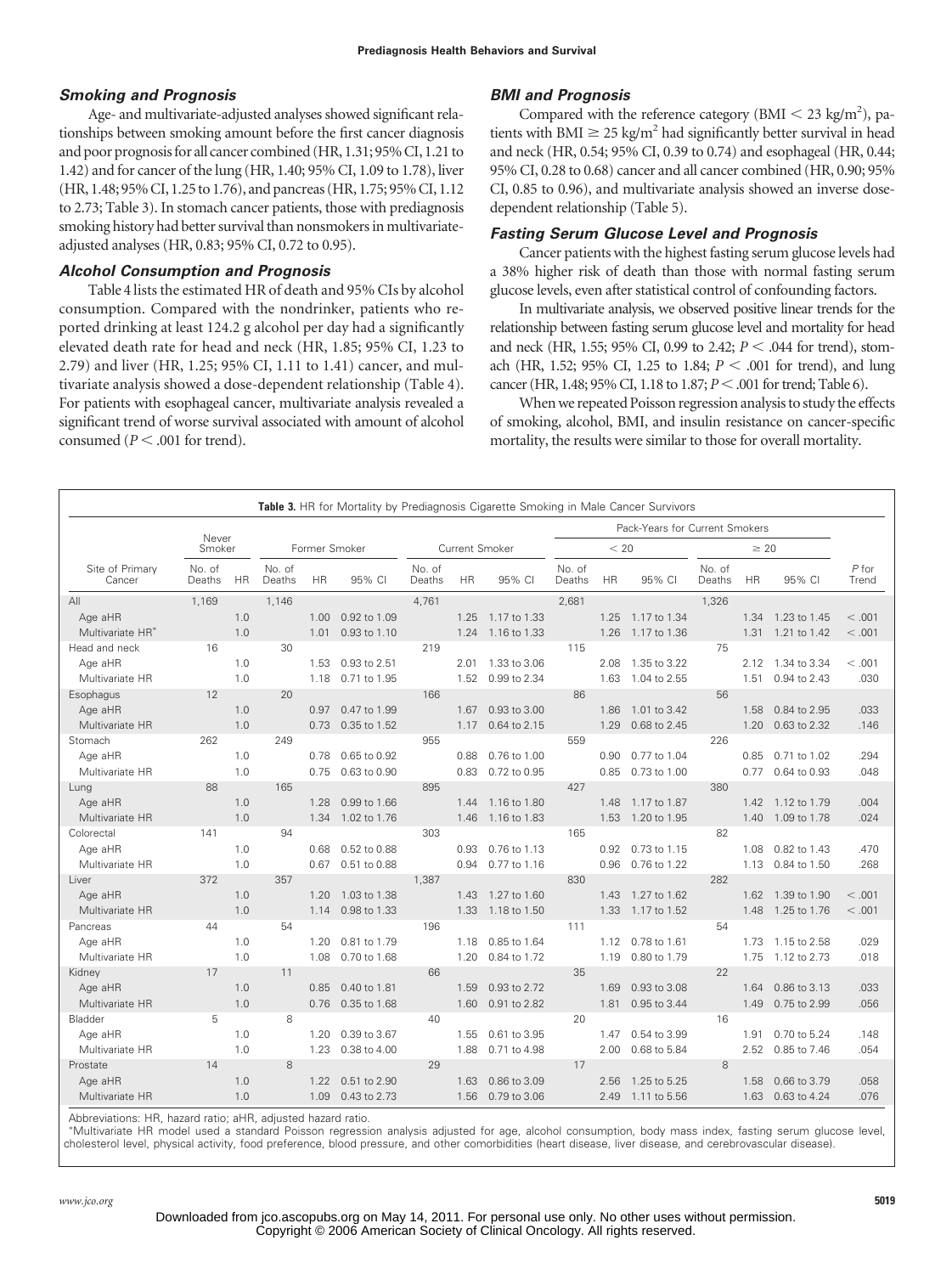### *Smoking and Prognosis*

Age- and multivariate-adjusted analyses showed significant relationships between smoking amount before the first cancer diagnosis and poor prognosis for all cancer combined (HR, 1.31; 95% CI, 1.21 to 1.42) and for cancer of the lung (HR, 1.40; 95% CI, 1.09 to 1.78), liver (HR, 1.48; 95% CI, 1.25 to 1.76), and pancreas (HR, 1.75; 95% CI, 1.12 to 2.73; Table 3). In stomach cancer patients, those with prediagnosis smoking history had better survival than nonsmokers in multivariate-adjusted analyses (HR, 0.83; 95% CI, 0.72 to 0.95).

### *Alcohol Consumption and Prognosis*

Table 4 lists the estimated HR of death and 95% CIs by alcohol consumption. Compared with the nondrinker, patients who reported drinking at least 124.2 g alcohol per day had a significantly elevated death rate for head and neck (HR, 1.85; 95% CI, 1.23 to 2.79) and liver (HR, 1.25; 95% CI, 1.11 to 1.41) cancer, and multivariate analysis showed a dose-dependent relationship (Table 4). For patients with esophageal cancer, multivariate analysis revealed a significant trend of worse survival associated with amount of alcohol consumed ($P < .001$ for trend).

### *BMI and Prognosis*

Compared with the reference category (BMI $< 23$ kg/m$^2$), patients with BMI $\geq 25$ kg/m$^2$ had significantly better survival in head and neck (HR, 0.54; 95% CI, 0.39 to 0.74) and esophageal (HR, 0.44; 95% CI, 0.28 to 0.68) cancer and all cancer combined (HR, 0.90; 95% CI, 0.85 to 0.96), and multivariate analysis showed an inverse dose-dependent relationship (Table 5).

### *Fasting Serum Glucose Level and Prognosis*

Cancer patients with the highest fasting serum glucose levels had a 38% higher risk of death than those with normal fasting serum glucose levels, even after statistical control of confounding factors.

In multivariate analysis, we observed positive linear trends for the relationship between fasting serum glucose level and mortality for head and neck (HR, 1.55; 95% CI, 0.99 to 2.42; $P < .044$ for trend), stomach (HR, 1.52; 95% CI, 1.25 to 1.84; $P < .001$ for trend), and lung cancer (HR, 1.48; 95% CI, 1.18 to 1.87; $P < .001$ for trend; Table 6).

When we repeated Poisson regression analysis to study the effects of smoking, alcohol, BMI, and insulin resistance on cancer-specific mortality, the results were similar to those for overall mortality.

**Table 3.** HR for Mortality by Prediagnosis Cigarette Smoking in Male Cancer Survivors

| Site of Primary Cancer | Never Smoker | | Former Smoker | | | Current Smoker | | | Pack-Years for Current Smokers | | | | | | P for Trend |
|---|---|---|---|---|---|---|---|---|---|---|---|---|---|---|---|
| | | | | | | | | | < 20 | | | ≥ 20 | | | |
| | No. of Deaths | HR | No. of Deaths | HR | 95% CI | No. of Deaths | HR | 95% CI | No. of Deaths | HR | 95% CI | No. of Deaths | HR | 95% CI | |
| All | 1,169 | | 1,146 | | | 4,761 | | | 2,681 | | | 1,326 | | | |
| Age aHR | | 1.0 | | 1.00 | 0.92 to 1.09 | | 1.25 | 1.17 to 1.33 | | 1.25 | 1.17 to 1.34 | | 1.34 | 1.23 to 1.45 | < .001 |
| Multivariate HR* | | 1.0 | | 1.01 | 0.93 to 1.10 | | 1.24 | 1.16 to 1.33 | | 1.26 | 1.17 to 1.36 | | 1.31 | 1.21 to 1.42 | < .001 |
| Head and neck | 16 | | 30 | | | 219 | | | 115 | | | 75 | | | |
| Age aHR | | 1.0 | | 1.53 | 0.93 to 2.51 | | 2.01 | 1.33 to 3.06 | | 2.08 | 1.35 to 3.22 | | 2.12 | 1.34 to 3.34 | < .001 |
| Multivariate HR | | 1.0 | | 1.18 | 0.71 to 1.95 | | 1.52 | 0.99 to 2.34 | | 1.63 | 1.04 to 2.55 | | 1.51 | 0.94 to 2.43 | .030 |
| Esophagus | 12 | | 20 | | | 166 | | | 86 | | | 56 | | | |
| Age aHR | | 1.0 | | 0.97 | 0.47 to 1.99 | | 1.67 | 0.93 to 3.00 | | 1.86 | 1.01 to 3.42 | | 1.58 | 0.84 to 2.95 | .033 |
| Multivariate HR | | 1.0 | | 0.73 | 0.35 to 1.52 | | 1.17 | 0.64 to 2.15 | | 1.29 | 0.68 to 2.45 | | 1.20 | 0.63 to 2.32 | .146 |
| Stomach | 262 | | 249 | | | 955 | | | 559 | | | 226 | | | |
| Age aHR | | 1.0 | | 0.78 | 0.65 to 0.92 | | 0.88 | 0.76 to 1.00 | | 0.90 | 0.77 to 1.04 | | 0.85 | 0.71 to 1.02 | .294 |
| Multivariate HR | | 1.0 | | 0.75 | 0.63 to 0.90 | | 0.83 | 0.72 to 0.95 | | 0.85 | 0.73 to 1.00 | | 0.77 | 0.64 to 0.93 | .048 |
| Lung | 88 | | 165 | | | 895 | | | 427 | | | 380 | | | |
| Age aHR | | 1.0 | | 1.28 | 0.99 to 1.66 | | 1.44 | 1.16 to 1.80 | | 1.48 | 1.17 to 1.87 | | 1.42 | 1.12 to 1.79 | .004 |
| Multivariate HR | | 1.0 | | 1.34 | 1.02 to 1.76 | | 1.46 | 1.16 to 1.83 | | 1.53 | 1.20 to 1.95 | | 1.40 | 1.09 to 1.78 | .024 |
| Colorectal | 141 | | 94 | | | 303 | | | 165 | | | 82 | | | |
| Age aHR | | 1.0 | | 0.68 | 0.52 to 0.88 | | 0.93 | 0.76 to 1.13 | | 0.92 | 0.73 to 1.15 | | 1.08 | 0.82 to 1.43 | .470 |
| Multivariate HR | | 1.0 | | 0.67 | 0.51 to 0.88 | | 0.94 | 0.77 to 1.16 | | 0.96 | 0.76 to 1.22 | | 1.13 | 0.84 to 1.50 | .268 |
| Liver | 372 | | 357 | | | 1,387 | | | 830 | | | 282 | | | |
| Age aHR | | 1.0 | | 1.20 | 1.03 to 1.38 | | 1.43 | 1.27 to 1.60 | | 1.43 | 1.27 to 1.62 | | 1.62 | 1.39 to 1.90 | < .001 |
| Multivariate HR | | 1.0 | | 1.14 | 0.98 to 1.33 | | 1.33 | 1.18 to 1.50 | | 1.33 | 1.17 to 1.52 | | 1.48 | 1.25 to 1.76 | < .001 |
| Pancreas | 44 | | 54 | | | 196 | | | 111 | | | 54 | | | |
| Age aHR | | 1.0 | | 1.20 | 0.81 to 1.79 | | 1.18 | 0.85 to 1.64 | | 1.12 | 0.78 to 1.61 | | 1.73 | 1.15 to 2.58 | .029 |
| Multivariate HR | | 1.0 | | 1.08 | 0.70 to 1.68 | | 1.20 | 0.84 to 1.72 | | 1.19 | 0.80 to 1.79 | | 1.75 | 1.12 to 2.73 | .018 |
| Kidney | 17 | | 11 | | | 66 | | | 35 | | | 22 | | | |
| Age aHR | | 1.0 | | 0.85 | 0.40 to 1.81 | | 1.59 | 0.93 to 2.72 | | 1.69 | 0.93 to 3.08 | | 1.64 | 0.86 to 3.13 | .033 |
| Multivariate HR | | 1.0 | | 0.76 | 0.35 to 1.68 | | 1.60 | 0.91 to 2.82 | | 1.81 | 0.95 to 3.44 | | 1.49 | 0.75 to 2.99 | .056 |
| Bladder | 5 | | 8 | | | 40 | | | 20 | | | 16 | | | |
| Age aHR | | 1.0 | | 1.20 | 0.39 to 3.67 | | 1.55 | 0.61 to 3.95 | | 1.47 | 0.54 to 3.99 | | 1.91 | 0.70 to 5.24 | .148 |
| Multivariate HR | | 1.0 | | 1.23 | 0.38 to 4.00 | | 1.88 | 0.71 to 4.98 | | 2.00 | 0.68 to 5.84 | | 2.52 | 0.85 to 7.46 | .054 |
| Prostate | 14 | | 8 | | | 29 | | | 17 | | | 8 | | | |
| Age aHR | | 1.0 | | 1.22 | 0.51 to 2.90 | | 1.63 | 0.86 to 3.09 | | 2.56 | 1.25 to 5.25 | | 1.58 | 0.66 to 3.79 | .058 |
| Multivariate HR | | 1.0 | | 1.09 | 0.43 to 2.73 | | 1.56 | 0.79 to 3.06 | | 2.49 | 1.11 to 5.56 | | 1.63 | 0.63 to 4.24 | .076 |

Abbreviations: HR, hazard ratio; aHR, adjusted hazard ratio.

*Multivariate HR model used a standard Poisson regression analysis adjusted for age, alcohol consumption, body mass index, fasting serum glucose level, cholesterol level, physical activity, food preference, blood pressure, and other comorbidities (heart disease, liver disease, and cerebrovascular disease).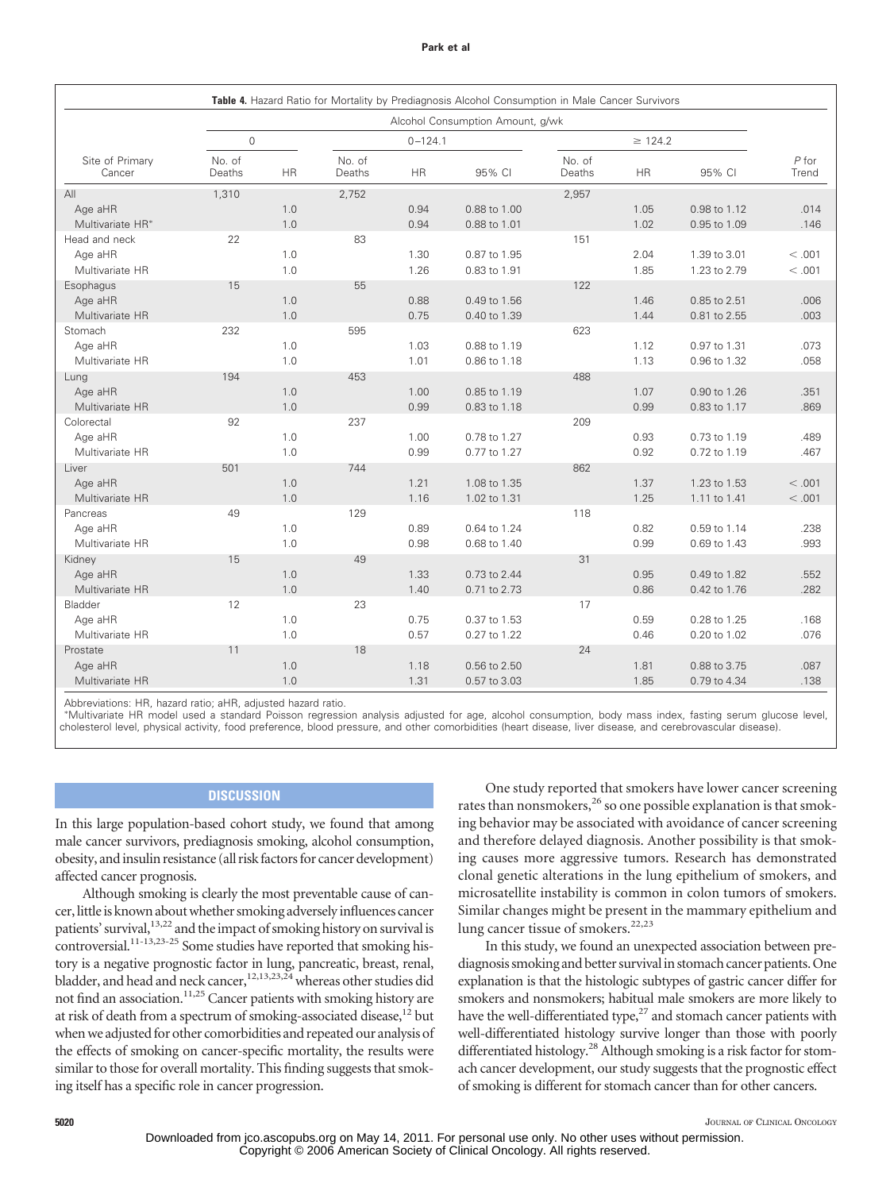**Table 4.** Hazard Ratio for Mortality by Prediagnosis Alcohol Consumption in Male Cancer Survivors

| Site of Primary Cancer | 0: No. of Deaths | 0: HR | 0–124.1: No. of Deaths | 0–124.1: HR | 0–124.1: 95% CI | ≥ 124.2: No. of Deaths | ≥ 124.2: HR | ≥ 124.2: 95% CI | *P* for Trend |
|---|---|---|---|---|---|---|---|---|---|
| All | 1,310 | | 2,752 | | | 2,957 | | | |
| Age aHR | | 1.0 | | 0.94 | 0.88 to 1.00 | | 1.05 | 0.98 to 1.12 | .014 |
| Multivariate HR* | | 1.0 | | 0.94 | 0.88 to 1.01 | | 1.02 | 0.95 to 1.09 | .146 |
| Head and neck | 22 | | 83 | | | 151 | | | |
| Age aHR | | 1.0 | | 1.30 | 0.87 to 1.95 | | 2.04 | 1.39 to 3.01 | < .001 |
| Multivariate HR | | 1.0 | | 1.26 | 0.83 to 1.91 | | 1.85 | 1.23 to 2.79 | < .001 |
| Esophagus | 15 | | 55 | | | 122 | | | |
| Age aHR | | 1.0 | | 0.88 | 0.49 to 1.56 | | 1.46 | 0.85 to 2.51 | .006 |
| Multivariate HR | | 1.0 | | 0.75 | 0.40 to 1.39 | | 1.44 | 0.81 to 2.55 | .003 |
| Stomach | 232 | | 595 | | | 623 | | | |
| Age aHR | | 1.0 | | 1.03 | 0.88 to 1.19 | | 1.12 | 0.97 to 1.31 | .073 |
| Multivariate HR | | 1.0 | | 1.01 | 0.86 to 1.18 | | 1.13 | 0.96 to 1.32 | .058 |
| Lung | 194 | | 453 | | | 488 | | | |
| Age aHR | | 1.0 | | 1.00 | 0.85 to 1.19 | | 1.07 | 0.90 to 1.26 | .351 |
| Multivariate HR | | 1.0 | | 0.99 | 0.83 to 1.18 | | 0.99 | 0.83 to 1.17 | .869 |
| Colorectal | 92 | | 237 | | | 209 | | | |
| Age aHR | | 1.0 | | 1.00 | 0.78 to 1.27 | | 0.93 | 0.73 to 1.19 | .489 |
| Multivariate HR | | 1.0 | | 0.99 | 0.77 to 1.27 | | 0.92 | 0.72 to 1.19 | .467 |
| Liver | 501 | | 744 | | | 862 | | | |
| Age aHR | | 1.0 | | 1.21 | 1.08 to 1.35 | | 1.37 | 1.23 to 1.53 | < .001 |
| Multivariate HR | | 1.0 | | 1.16 | 1.02 to 1.31 | | 1.25 | 1.11 to 1.41 | < .001 |
| Pancreas | 49 | | 129 | | | 118 | | | |
| Age aHR | | 1.0 | | 0.89 | 0.64 to 1.24 | | 0.82 | 0.59 to 1.14 | .238 |
| Multivariate HR | | 1.0 | | 0.98 | 0.68 to 1.40 | | 0.99 | 0.69 to 1.43 | .993 |
| Kidney | 15 | | 49 | | | 31 | | | |
| Age aHR | | 1.0 | | 1.33 | 0.73 to 2.44 | | 0.95 | 0.49 to 1.82 | .552 |
| Multivariate HR | | 1.0 | | 1.40 | 0.71 to 2.73 | | 0.86 | 0.42 to 1.76 | .282 |
| Bladder | 12 | | 23 | | | 17 | | | |
| Age aHR | | 1.0 | | 0.75 | 0.37 to 1.53 | | 0.59 | 0.28 to 1.25 | .168 |
| Multivariate HR | | 1.0 | | 0.57 | 0.27 to 1.22 | | 0.46 | 0.20 to 1.02 | .076 |
| Prostate | 11 | | 18 | | | 24 | | | |
| Age aHR | | 1.0 | | 1.18 | 0.56 to 2.50 | | 1.81 | 0.88 to 3.75 | .087 |
| Multivariate HR | | 1.0 | | 1.31 | 0.57 to 3.03 | | 1.85 | 0.79 to 4.34 | .138 |

Alcohol Consumption Amount, g/wk

Abbreviations: HR, hazard ratio; aHR, adjusted hazard ratio.
*Multivariate HR model used a standard Poisson regression analysis adjusted for age, alcohol consumption, body mass index, fasting serum glucose level, cholesterol level, physical activity, food preference, blood pressure, and other comorbidities (heart disease, liver disease, and cerebrovascular disease).

## DISCUSSION

In this large population-based cohort study, we found that among male cancer survivors, prediagnosis smoking, alcohol consumption, obesity, and insulin resistance (all risk factors for cancer development) affected cancer prognosis.

Although smoking is clearly the most preventable cause of cancer, little is known about whether smoking adversely influences cancer patients' survival,[13,22] and the impact of smoking history on survival is controversial.[11-13,23-25] Some studies have reported that smoking history is a negative prognostic factor in lung, pancreatic, breast, renal, bladder, and head and neck cancer,[12,13,23,24] whereas other studies did not find an association.[11,25] Cancer patients with smoking history are at risk of death from a spectrum of smoking-associated disease,[12] but when we adjusted for other comorbidities and repeated our analysis of the effects of smoking on cancer-specific mortality, the results were similar to those for overall mortality. This finding suggests that smoking itself has a specific role in cancer progression.

One study reported that smokers have lower cancer screening rates than nonsmokers,[26] so one possible explanation is that smoking behavior may be associated with avoidance of cancer screening and therefore delayed diagnosis. Another possibility is that smoking causes more aggressive tumors. Research has demonstrated clonal genetic alterations in the lung epithelium of smokers, and microsatellite instability is common in colon tumors of smokers. Similar changes might be present in the mammary epithelium and lung cancer tissue of smokers.[22,23]

In this study, we found an unexpected association between prediagnosis smoking and better survival in stomach cancer patients. One explanation is that the histologic subtypes of gastric cancer differ for smokers and nonsmokers; habitual male smokers are more likely to have the well-differentiated type,[27] and stomach cancer patients with well-differentiated histology survive longer than those with poorly differentiated histology.[28] Although smoking is a risk factor for stomach cancer development, our study suggests that the prognostic effect of smoking is different for stomach cancer than for other cancers.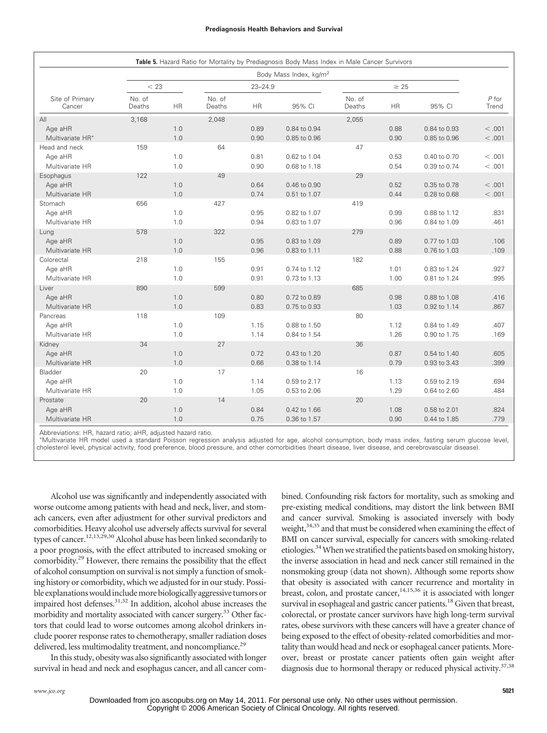**Table 5.** Hazard Ratio for Mortality by Prediagnosis Body Mass Index in Male Cancer Survivors

| Site of Primary Cancer | Body Mass Index, kg/m² | | | | | | | | |
|---|---|---|---|---|---|---|---|---|---|
| | < 23 | | 23–24.9 | | | ≥ 25 | | | |
| | No. of Deaths | HR | No. of Deaths | HR | 95% CI | No. of Deaths | HR | 95% CI | *P* for Trend |
| All | 3,168 | | 2,048 | | | 2,055 | | | |
| Age aHR | | 1.0 | | 0.89 | 0.84 to 0.94 | | 0.88 | 0.84 to 0.93 | < .001 |
| Multivariate HR* | | 1.0 | | 0.90 | 0.85 to 0.96 | | 0.90 | 0.85 to 0.96 | < .001 |
| Head and neck | 159 | | 64 | | | 47 | | | |
| Age aHR | | 1.0 | | 0.81 | 0.62 to 1.04 | | 0.53 | 0.40 to 0.70 | < .001 |
| Multivariate HR | | 1.0 | | 0.90 | 0.68 to 1.18 | | 0.54 | 0.39 to 0.74 | < .001 |
| Esophagus | 122 | | 49 | | | 29 | | | |
| Age aHR | | 1.0 | | 0.64 | 0.46 to 0.90 | | 0.52 | 0.35 to 0.78 | < .001 |
| Multivariate HR | | 1.0 | | 0.74 | 0.51 to 1.07 | | 0.44 | 0.28 to 0.68 | < .001 |
| Stomach | 656 | | 427 | | | 419 | | | |
| Age aHR | | 1.0 | | 0.95 | 0.82 to 1.07 | | 0.99 | 0.88 to 1.12 | .831 |
| Multivariate HR | | 1.0 | | 0.94 | 0.83 to 1.07 | | 0.96 | 0.84 to 1.09 | .461 |
| Lung | 578 | | 322 | | | 279 | | | |
| Age aHR | | 1.0 | | 0.95 | 0.83 to 1.09 | | 0.89 | 0.77 to 1.03 | .106 |
| Multivariate HR | | 1.0 | | 0.96 | 0.83 to 1.11 | | 0.88 | 0.76 to 1.03 | .109 |
| Colorectal | 218 | | 155 | | | 182 | | | |
| Age aHR | | 1.0 | | 0.91 | 0.74 to 1.12 | | 1.01 | 0.83 to 1.24 | .927 |
| Multivariate HR | | 1.0 | | 0.91 | 0.73 to 1.13 | | 1.00 | 0.81 to 1.24 | .995 |
| Liver | 890 | | 599 | | | 685 | | | |
| Age aHR | | 1.0 | | 0.80 | 0.72 to 0.89 | | 0.98 | 0.88 to 1.08 | .416 |
| Multivariate HR | | 1.0 | | 0.83 | 0.75 to 0.93 | | 1.03 | 0.92 to 1.14 | .867 |
| Pancreas | 118 | | 109 | | | 80 | | | |
| Age aHR | | 1.0 | | 1.15 | 0.88 to 1.50 | | 1.12 | 0.84 to 1.49 | .407 |
| Multivariate HR | | 1.0 | | 1.14 | 0.84 to 1.54 | | 1.26 | 0.90 to 1.75 | .169 |
| Kidney | 34 | | 27 | | | 36 | | | |
| Age aHR | | 1.0 | | 0.72 | 0.43 to 1.20 | | 0.87 | 0.54 to 1.40 | .605 |
| Multivariate HR | | 1.0 | | 0.66 | 0.38 to 1.14 | | 0.79 | 0.93 to 3.43 | .399 |
| Bladder | 20 | | 17 | | | 16 | | | |
| Age aHR | | 1.0 | | 1.14 | 0.59 to 2.17 | | 1.13 | 0.59 to 2.19 | .694 |
| Multivariate HR | | 1.0 | | 1.05 | 0.53 to 2.06 | | 1.29 | 0.64 to 2.60 | .484 |
| Prostate | 20 | | 14 | | | 20 | | | |
| Age aHR | | 1.0 | | 0.84 | 0.42 to 1.66 | | 1.08 | 0.58 to 2.01 | .824 |
| Multivariate HR | | 1.0 | | 0.75 | 0.36 to 1.57 | | 0.90 | 0.44 to 1.85 | .779 |

Abbreviations: HR, hazard ratio; aHR, adjusted hazard ratio.
*Multivariate HR model used a standard Poisson regression analysis adjusted for age, alcohol consumption, body mass index, fasting serum glucose level, cholesterol level, physical activity, food preference, blood pressure, and other comorbidities (heart disease, liver disease, and cerebrovascular disease).

Alcohol use was significantly and independently associated with worse outcome among patients with head and neck, liver, and stomach cancers, even after adjustment for other survival predictors and comorbidities. Heavy alcohol use adversely affects survival for several types of cancer.[12,13,29,30] Alcohol abuse has been linked secondarily to a poor prognosis, with the effect attributed to increased smoking or comorbidity.[29] However, there remains the possibility that the effect of alcohol consumption on survival is not simply a function of smoking history or comorbidity, which we adjusted for in our study. Possible explanations would include more biologically aggressive tumors or impaired host defenses.[31,32] In addition, alcohol abuse increases the morbidity and mortality associated with cancer surgery.[33] Other factors that could lead to worse outcomes among alcohol drinkers include poorer response rates to chemotherapy, smaller radiation doses delivered, less multimodality treatment, and noncompliance.[29]

In this study, obesity was also significantly associated with longer survival in head and neck and esophagus cancer, and all cancer combined. Confounding risk factors for mortality, such as smoking and pre-existing medical conditions, may distort the link between BMI and cancer survival. Smoking is associated inversely with body weight,[34,35] and that must be considered when examining the effect of BMI on cancer survival, especially for cancers with smoking-related etiologies.[34] When we stratified the patients based on smoking history, the inverse association in head and neck cancer still remained in the nonsmoking group (data not shown). Although some reports show that obesity is associated with cancer recurrence and mortality in breast, colon, and prostate cancer,[14,15,36] it is associated with longer survival in esophageal and gastric cancer patients.[18] Given that breast, colorectal, or prostate cancer survivors have high long-term survival rates, obese survivors with these cancers will have a greater chance of being exposed to the effect of obesity-related comorbidities and mortality than would head and neck or esophageal cancer patients. Moreover, breast or prostate cancer patients often gain weight after diagnosis due to hormonal therapy or reduced physical activity.[37,38]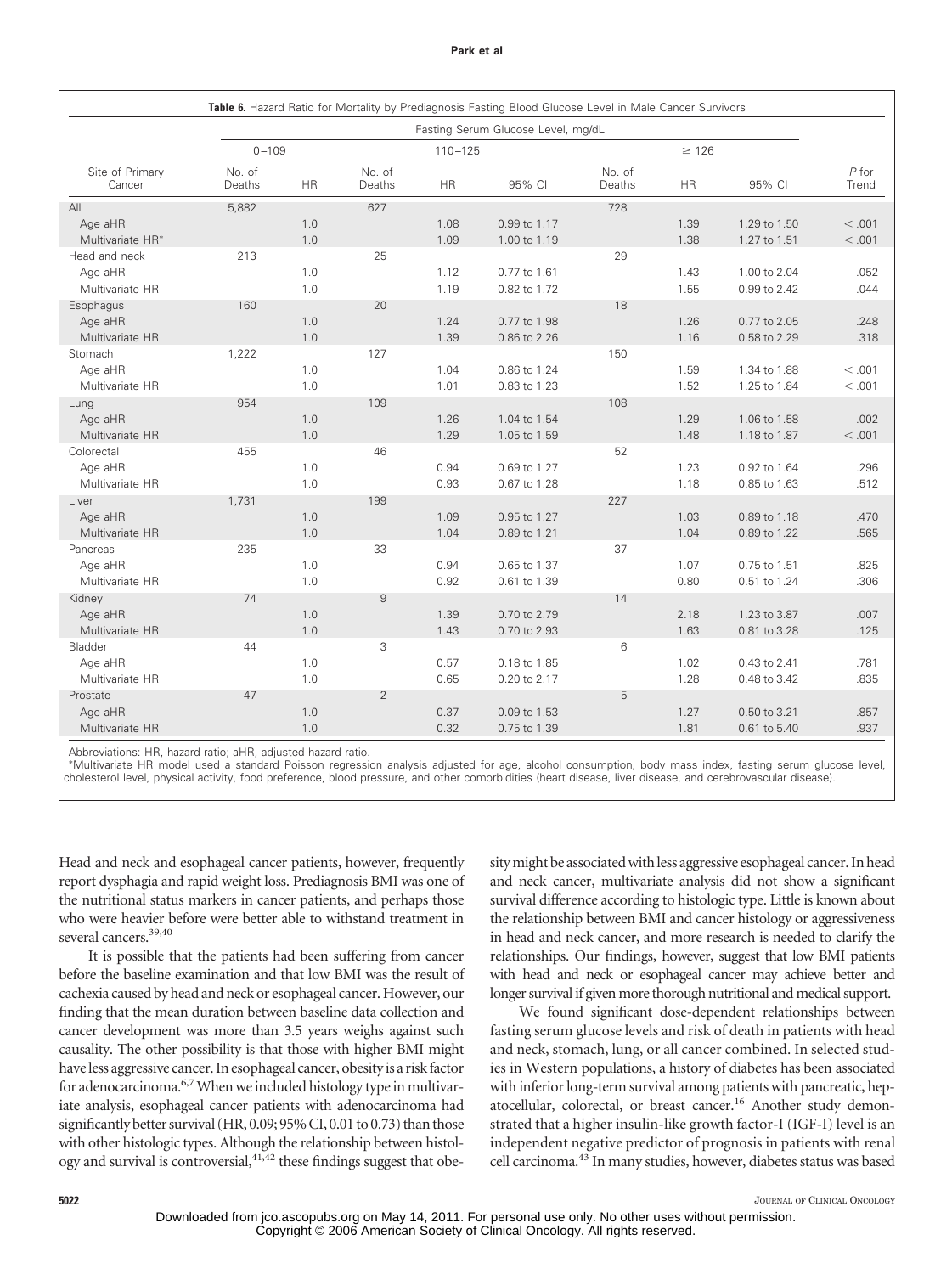**Table 6.** Hazard Ratio for Mortality by Prediagnosis Fasting Blood Glucose Level in Male Cancer Survivors

| Site of Primary Cancer | 0–109 No. of Deaths | 0–109 HR | 110–125 No. of Deaths | 110–125 HR | 110–125 95% CI | ≥ 126 No. of Deaths | ≥ 126 HR | ≥ 126 95% CI | *P* for Trend |
|---|---|---|---|---|---|---|---|---|---|
| All | 5,882 | | 627 | | | 728 | | | |
| Age aHR | | 1.0 | | 1.08 | 0.99 to 1.17 | | 1.39 | 1.29 to 1.50 | < .001 |
| Multivariate HR* | | 1.0 | | 1.09 | 1.00 to 1.19 | | 1.38 | 1.27 to 1.51 | < .001 |
| Head and neck | 213 | | 25 | | | 29 | | | |
| Age aHR | | 1.0 | | 1.12 | 0.77 to 1.61 | | 1.43 | 1.00 to 2.04 | .052 |
| Multivariate HR | | 1.0 | | 1.19 | 0.82 to 1.72 | | 1.55 | 0.99 to 2.42 | .044 |
| Esophagus | 160 | | 20 | | | 18 | | | |
| Age aHR | | 1.0 | | 1.24 | 0.77 to 1.98 | | 1.26 | 0.77 to 2.05 | .248 |
| Multivariate HR | | 1.0 | | 1.39 | 0.86 to 2.26 | | 1.16 | 0.58 to 2.29 | .318 |
| Stomach | 1,222 | | 127 | | | 150 | | | |
| Age aHR | | 1.0 | | 1.04 | 0.86 to 1.24 | | 1.59 | 1.34 to 1.88 | < .001 |
| Multivariate HR | | 1.0 | | 1.01 | 0.83 to 1.23 | | 1.52 | 1.25 to 1.84 | < .001 |
| Lung | 954 | | 109 | | | 108 | | | |
| Age aHR | | 1.0 | | 1.26 | 1.04 to 1.54 | | 1.29 | 1.06 to 1.58 | .002 |
| Multivariate HR | | 1.0 | | 1.29 | 1.05 to 1.59 | | 1.48 | 1.18 to 1.87 | < .001 |
| Colorectal | 455 | | 46 | | | 52 | | | |
| Age aHR | | 1.0 | | 0.94 | 0.69 to 1.27 | | 1.23 | 0.92 to 1.64 | .296 |
| Multivariate HR | | 1.0 | | 0.93 | 0.67 to 1.28 | | 1.18 | 0.85 to 1.63 | .512 |
| Liver | 1,731 | | 199 | | | 227 | | | |
| Age aHR | | 1.0 | | 1.09 | 0.95 to 1.27 | | 1.03 | 0.89 to 1.18 | .470 |
| Multivariate HR | | 1.0 | | 1.04 | 0.89 to 1.21 | | 1.04 | 0.89 to 1.22 | .565 |
| Pancreas | 235 | | 33 | | | 37 | | | |
| Age aHR | | 1.0 | | 0.94 | 0.65 to 1.37 | | 1.07 | 0.75 to 1.51 | .825 |
| Multivariate HR | | 1.0 | | 0.92 | 0.61 to 1.39 | | 0.80 | 0.51 to 1.24 | .306 |
| Kidney | 74 | | 9 | | | 14 | | | |
| Age aHR | | 1.0 | | 1.39 | 0.70 to 2.79 | | 2.18 | 1.23 to 3.87 | .007 |
| Multivariate HR | | 1.0 | | 1.43 | 0.70 to 2.93 | | 1.63 | 0.81 to 3.28 | .125 |
| Bladder | 44 | | 3 | | | 6 | | | |
| Age aHR | | 1.0 | | 0.57 | 0.18 to 1.85 | | 1.02 | 0.43 to 2.41 | .781 |
| Multivariate HR | | 1.0 | | 0.65 | 0.20 to 2.17 | | 1.28 | 0.48 to 3.42 | .835 |
| Prostate | 47 | | 2 | | | 5 | | | |
| Age aHR | | 1.0 | | 0.37 | 0.09 to 1.53 | | 1.27 | 0.50 to 3.21 | .857 |
| Multivariate HR | | 1.0 | | 0.32 | 0.75 to 1.39 | | 1.81 | 0.61 to 5.40 | .937 |

Abbreviations: HR, hazard ratio; aHR, adjusted hazard ratio.
*Multivariate HR model used a standard Poisson regression analysis adjusted for age, alcohol consumption, body mass index, fasting serum glucose level, cholesterol level, physical activity, food preference, blood pressure, and other comorbidities (heart disease, liver disease, and cerebrovascular disease).

Head and neck and esophageal cancer patients, however, frequently report dysphagia and rapid weight loss. Prediagnosis BMI was one of the nutritional status markers in cancer patients, and perhaps those who were heavier before were better able to withstand treatment in several cancers.[39,40]

It is possible that the patients had been suffering from cancer before the baseline examination and that low BMI was the result of cachexia caused by head and neck or esophageal cancer. However, our finding that the mean duration between baseline data collection and cancer development was more than 3.5 years weighs against such causality. The other possibility is that those with higher BMI might have less aggressive cancer. In esophageal cancer, obesity is a risk factor for adenocarcinoma.[6,7] When we included histology type in multivariate analysis, esophageal cancer patients with adenocarcinoma had significantly better survival (HR, 0.09; 95% CI, 0.01 to 0.73) than those with other histologic types. Although the relationship between histology and survival is controversial,[41,42] these findings suggest that obesity might be associated with less aggressive esophageal cancer. In head and neck cancer, multivariate analysis did not show a significant survival difference according to histologic type. Little is known about the relationship between BMI and cancer histology or aggressiveness in head and neck cancer, and more research is needed to clarify the relationships. Our findings, however, suggest that low BMI patients with head and neck or esophageal cancer may achieve better and longer survival if given more thorough nutritional and medical support.

We found significant dose-dependent relationships between fasting serum glucose levels and risk of death in patients with head and neck, stomach, lung, or all cancer combined. In selected studies in Western populations, a history of diabetes has been associated with inferior long-term survival among patients with pancreatic, hepatocellular, colorectal, or breast cancer.[16] Another study demonstrated that a higher insulin-like growth factor-I (IGF-I) level is an independent negative predictor of prognosis in patients with renal cell carcinoma.[43] In many studies, however, diabetes status was based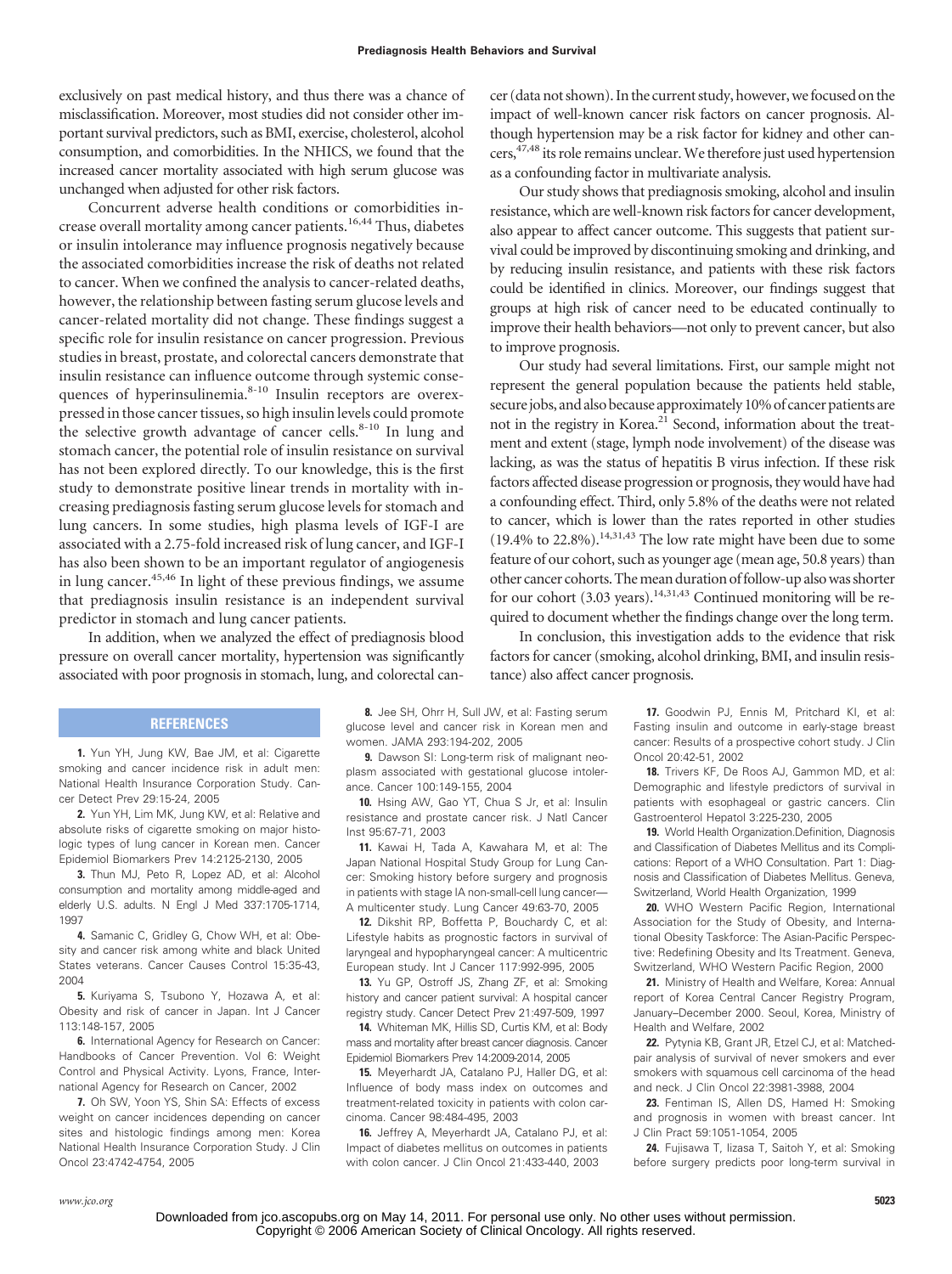exclusively on past medical history, and thus there was a chance of misclassification. Moreover, most studies did not consider other important survival predictors, such as BMI, exercise, cholesterol, alcohol consumption, and comorbidities. In the NHICS, we found that the increased cancer mortality associated with high serum glucose was unchanged when adjusted for other risk factors.

Concurrent adverse health conditions or comorbidities increase overall mortality among cancer patients.[16,44] Thus, diabetes or insulin intolerance may influence prognosis negatively because the associated comorbidities increase the risk of deaths not related to cancer. When we confined the analysis to cancer-related deaths, however, the relationship between fasting serum glucose levels and cancer-related mortality did not change. These findings suggest a specific role for insulin resistance on cancer progression. Previous studies in breast, prostate, and colorectal cancers demonstrate that insulin resistance can influence outcome through systemic consequences of hyperinsulinemia.[8-10] Insulin receptors are overexpressed in those cancer tissues, so high insulin levels could promote the selective growth advantage of cancer cells.[8-10] In lung and stomach cancer, the potential role of insulin resistance on survival has not been explored directly. To our knowledge, this is the first study to demonstrate positive linear trends in mortality with increasing prediagnosis fasting serum glucose levels for stomach and lung cancers. In some studies, high plasma levels of IGF-I are associated with a 2.75-fold increased risk of lung cancer, and IGF-I has also been shown to be an important regulator of angiogenesis in lung cancer.[45,46] In light of these previous findings, we assume that prediagnosis insulin resistance is an independent survival predictor in stomach and lung cancer patients.

In addition, when we analyzed the effect of prediagnosis blood pressure on overall cancer mortality, hypertension was significantly associated with poor prognosis in stomach, lung, and colorectal cancer (data not shown). In the current study, however, we focused on the impact of well-known cancer risk factors on cancer prognosis. Although hypertension may be a risk factor for kidney and other cancers,[47,48] its role remains unclear. We therefore just used hypertension as a confounding factor in multivariate analysis.

Our study shows that prediagnosis smoking, alcohol and insulin resistance, which are well-known risk factors for cancer development, also appear to affect cancer outcome. This suggests that patient survival could be improved by discontinuing smoking and drinking, and by reducing insulin resistance, and patients with these risk factors could be identified in clinics. Moreover, our findings suggest that groups at high risk of cancer need to be educated continually to improve their health behaviors—not only to prevent cancer, but also to improve prognosis.

Our study had several limitations. First, our sample might not represent the general population because the patients held stable, secure jobs, and also because approximately 10% of cancer patients are not in the registry in Korea.[21] Second, information about the treatment and extent (stage, lymph node involvement) of the disease was lacking, as was the status of hepatitis B virus infection. If these risk factors affected disease progression or prognosis, they would have had a confounding effect. Third, only 5.8% of the deaths were not related to cancer, which is lower than the rates reported in other studies (19.4% to 22.8%).[14,31,43] The low rate might have been due to some feature of our cohort, such as younger age (mean age, 50.8 years) than other cancer cohorts. The mean duration of follow-up also was shorter for our cohort (3.03 years).[14,31,43] Continued monitoring will be required to document whether the findings change over the long term.

In conclusion, this investigation adds to the evidence that risk factors for cancer (smoking, alcohol drinking, BMI, and insulin resistance) also affect cancer prognosis.

## REFERENCES

1. Yun YH, Jung KW, Bae JM, et al: Cigarette smoking and cancer incidence risk in adult men: National Health Insurance Corporation Study. Cancer Detect Prev 29:15-24, 2005

2. Yun YH, Lim MK, Jung KW, et al: Relative and absolute risks of cigarette smoking on major histologic types of lung cancer in Korean men. Cancer Epidemiol Biomarkers Prev 14:2125-2130, 2005

3. Thun MJ, Peto R, Lopez AD, et al: Alcohol consumption and mortality among middle-aged and elderly U.S. adults. N Engl J Med 337:1705-1714, 1997

4. Samanic C, Gridley G, Chow WH, et al: Obesity and cancer risk among white and black United States veterans. Cancer Causes Control 15:35-43, 2004

5. Kuriyama S, Tsubono Y, Hozawa A, et al: Obesity and risk of cancer in Japan. Int J Cancer 113:148-157, 2005

6. International Agency for Research on Cancer: Handbooks of Cancer Prevention. Vol 6: Weight Control and Physical Activity. Lyons, France, International Agency for Research on Cancer, 2002

7. Oh SW, Yoon YS, Shin SA: Effects of excess weight on cancer incidences depending on cancer sites and histologic findings among men: Korea National Health Insurance Corporation Study. J Clin Oncol 23:4742-4754, 2005

8. Jee SH, Ohrr H, Sull JW, et al: Fasting serum glucose level and cancer risk in Korean men and women. JAMA 293:194-202, 2005

9. Dawson SI: Long-term risk of malignant neoplasm associated with gestational glucose intolerance. Cancer 100:149-155, 2004

10. Hsing AW, Gao YT, Chua S Jr, et al: Insulin resistance and prostate cancer risk. J Natl Cancer Inst 95:67-71, 2003

11. Kawai H, Tada A, Kawahara M, et al: The Japan National Hospital Study Group for Lung Cancer: Smoking history before surgery and prognosis in patients with stage IA non-small-cell lung cancer—A multicenter study. Lung Cancer 49:63-70, 2005

12. Dikshit RP, Boffetta P, Bouchardy C, et al: Lifestyle habits as prognostic factors in survival of laryngeal and hypopharyngeal cancer: A multicentric European study. Int J Cancer 117:992-995, 2005

13. Yu GP, Ostroff JS, Zhang ZF, et al: Smoking history and cancer patient survival: A hospital cancer registry study. Cancer Detect Prev 21:497-509, 1997

14. Whiteman MK, Hillis SD, Curtis KM, et al: Body mass and mortality after breast cancer diagnosis. Cancer Epidemiol Biomarkers Prev 14:2009-2014, 2005

15. Meyerhardt JA, Catalano PJ, Haller DG, et al: Influence of body mass index on outcomes and treatment-related toxicity in patients with colon carcinoma. Cancer 98:484-495, 2003

16. Jeffrey A, Meyerhardt JA, Catalano PJ, et al: Impact of diabetes mellitus on outcomes in patients with colon cancer. J Clin Oncol 21:433-440, 2003

17. Goodwin PJ, Ennis M, Pritchard KI, et al: Fasting insulin and outcome in early-stage breast cancer: Results of a prospective cohort study. J Clin Oncol 20:42-51, 2002

18. Trivers KF, De Roos AJ, Gammon MD, et al: Demographic and lifestyle predictors of survival in patients with esophageal or gastric cancers. Clin Gastroenterol Hepatol 3:225-230, 2005

19. World Health Organization.Definition, Diagnosis and Classification of Diabetes Mellitus and its Complications: Report of a WHO Consultation. Part 1: Diagnosis and Classification of Diabetes Mellitus. Geneva, Switzerland, World Health Organization, 1999

20. WHO Western Pacific Region, International Association for the Study of Obesity, and International Obesity Taskforce: The Asian-Pacific Perspective: Redefining Obesity and Its Treatment. Geneva, Switzerland, WHO Western Pacific Region, 2000

21. Ministry of Health and Welfare, Korea: Annual report of Korea Central Cancer Registry Program, January–December 2000. Seoul, Korea, Ministry of Health and Welfare, 2002

22. Pytynia KB, Grant JR, Etzel CJ, et al: Matched-pair analysis of survival of never smokers and ever smokers with squamous cell carcinoma of the head and neck. J Clin Oncol 22:3981-3988, 2004

23. Fentiman IS, Allen DS, Hamed H: Smoking and prognosis in women with breast cancer. Int J Clin Pract 59:1051-1054, 2005

24. Fujisawa T, Iizasa T, Saitoh Y, et al: Smoking before surgery predicts poor long-term survival in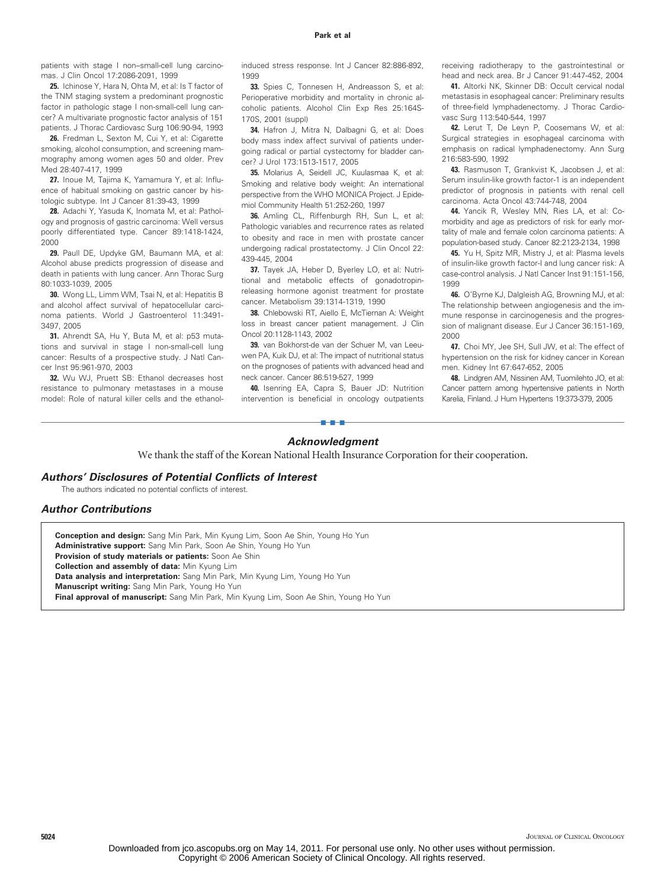patients with stage I non–small-cell lung carcinomas. J Clin Oncol 17:2086-2091, 1999

**25.** Ichinose Y, Hara N, Ohta M, et al: Is T factor of the TNM staging system a predominant prognostic factor in pathologic stage I non-small-cell lung cancer? A multivariate prognostic factor analysis of 151 patients. J Thorac Cardiovasc Surg 106:90-94, 1993

**26.** Fredman L, Sexton M, Cui Y, et al: Cigarette smoking, alcohol consumption, and screening mammography among women ages 50 and older. Prev Med 28:407-417, 1999

**27.** Inoue M, Tajima K, Yamamura Y, et al: Influence of habitual smoking on gastric cancer by histologic subtype. Int J Cancer 81:39-43, 1999

**28.** Adachi Y, Yasuda K, Inomata M, et al: Pathology and prognosis of gastric carcinoma: Well versus poorly differentiated type. Cancer 89:1418-1424, 2000

**29.** Paull DE, Updyke GM, Baumann MA, et al: Alcohol abuse predicts progression of disease and death in patients with lung cancer. Ann Thorac Surg 80:1033-1039, 2005

**30.** Wong LL, Limm WM, Tsai N, et al: Hepatitis B and alcohol affect survival of hepatocellular carcinoma patients. World J Gastroenterol 11:3491-3497, 2005

**31.** Ahrendt SA, Hu Y, Buta M, et al: p53 mutations and survival in stage I non-small-cell lung cancer: Results of a prospective study. J Natl Cancer Inst 95:961-970, 2003

**32.** Wu WJ, Pruett SB: Ethanol decreases host resistance to pulmonary metastases in a mouse model: Role of natural killer cells and the ethanol-induced stress response. Int J Cancer 82:886-892, 1999

**33.** Spies C, Tonnesen H, Andreasson S, et al: Perioperative morbidity and mortality in chronic alcoholic patients. Alcohol Clin Exp Res 25:164S-170S, 2001 (suppl)

**34.** Hafron J, Mitra N, Dalbagni G, et al: Does body mass index affect survival of patients undergoing radical or partial cystectomy for bladder cancer? J Urol 173:1513-1517, 2005

**35.** Molarius A, Seidell JC, Kuulasmaa K, et al: Smoking and relative body weight: An international perspective from the WHO MONICA Project. J Epidemiol Community Health 51:252-260, 1997

**36.** Amling CL, Riffenburgh RH, Sun L, et al: Pathologic variables and recurrence rates as related to obesity and race in men with prostate cancer undergoing radical prostatectomy. J Clin Oncol 22:439-445, 2004

**37.** Tayek JA, Heber D, Byerley LO, et al: Nutritional and metabolic effects of gonadotropin-releasing hormone agonist treatment for prostate cancer. Metabolism 39:1314-1319, 1990

**38.** Chlebowski RT, Aiello E, McTiernan A: Weight loss in breast cancer patient management. J Clin Oncol 20:1128-1143, 2002

**39.** van Bokhorst-de van der Schuer M, van Leeuwen PA, Kuik DJ, et al: The impact of nutritional status on the prognoses of patients with advanced head and neck cancer. Cancer 86:519-527, 1999

**40.** Isenring EA, Capra S, Bauer JD: Nutrition intervention is beneficial in oncology outpatients receiving radiotherapy to the gastrointestinal or head and neck area. Br J Cancer 91:447-452, 2004

**41.** Altorki NK, Skinner DB: Occult cervical nodal metastasis in esophageal cancer: Preliminary results of three-field lymphadenectomy. J Thorac Cardiovasc Surg 113:540-544, 1997

**42.** Lerut T, De Leyn P, Coosemans W, et al: Surgical strategies in esophageal carcinoma with emphasis on radical lymphadenectomy. Ann Surg 216:583-590, 1992

**43.** Rasmuson T, Grankvist K, Jacobsen J, et al: Serum insulin-like growth factor-1 is an independent predictor of prognosis in patients with renal cell carcinoma. Acta Oncol 43:744-748, 2004

**44.** Yancik R, Wesley MN, Ries LA, et al: Comorbidity and age as predictors of risk for early mortality of male and female colon carcinoma patients: A population-based study. Cancer 82:2123-2134, 1998

**45.** Yu H, Spitz MR, Mistry J, et al: Plasma levels of insulin-like growth factor-I and lung cancer risk: A case-control analysis. J Natl Cancer Inst 91:151-156, 1999

**46.** O'Byrne KJ, Dalgleish AG, Browning MJ, et al: The relationship between angiogenesis and the immune response in carcinogenesis and the progression of malignant disease. Eur J Cancer 36:151-169, 2000

**47.** Choi MY, Jee SH, Sull JW, et al: The effect of hypertension on the risk for kidney cancer in Korean men. Kidney Int 67:647-652, 2005

**48.** Lindgren AM, Nissinen AM, Tuomilehto JO, et al: Cancer pattern among hypertensive patients in North Karelia, Finland. J Hum Hypertens 19:373-379, 2005

## *Acknowledgment*

We thank the staff of the Korean National Health Insurance Corporation for their cooperation.

## *Authors' Disclosures of Potential Conflicts of Interest*

The authors indicated no potential conflicts of interest.

## *Author Contributions*

**Conception and design:** Sang Min Park, Min Kyung Lim, Soon Ae Shin, Young Ho Yun
**Administrative support:** Sang Min Park, Soon Ae Shin, Young Ho Yun
**Provision of study materials or patients:** Soon Ae Shin
**Collection and assembly of data:** Min Kyung Lim
**Data analysis and interpretation:** Sang Min Park, Min Kyung Lim, Young Ho Yun
**Manuscript writing:** Sang Min Park, Young Ho Yun
**Final approval of manuscript:** Sang Min Park, Min Kyung Lim, Soon Ae Shin, Young Ho Yun